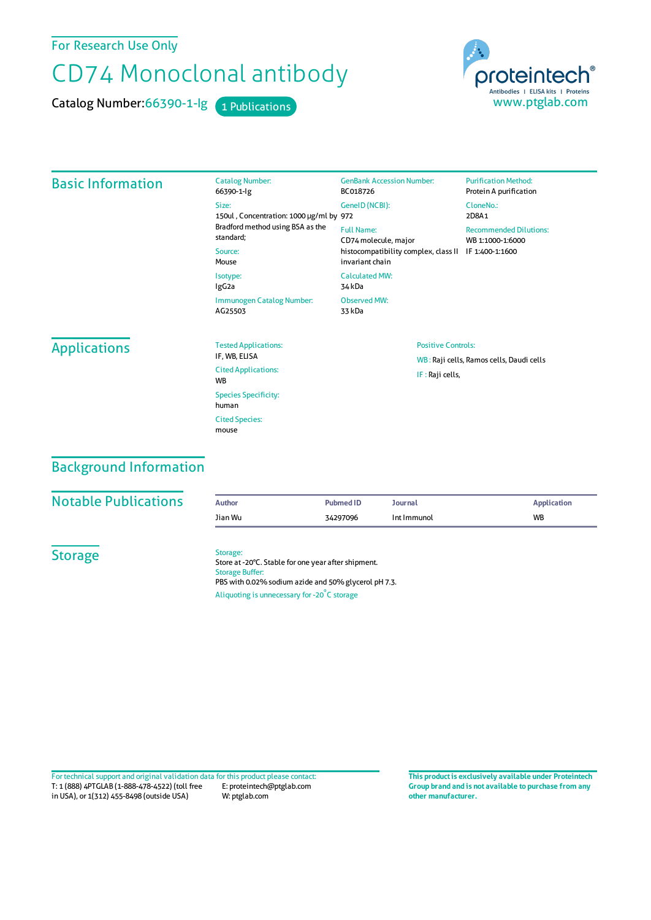For Research Use Only

# CD74 Monoclonal antibody

**Catalog Number:** 66390-1-Ig    1 Publications

proteintech®
Antibodies | ELISA kits | Proteins
www.ptglab.com

## Basic Information

**Catalog Number:**
66390-1-Ig

**Size:**
150ul , Concentration: 1000 μg/ml by Bradford method using BSA as the standard;

**Source:**
Mouse

**Isotype:**
IgG2a

**Immunogen Catalog Number:**
AG25503

**GenBank Accession Number:**
BC018726

**GeneID (NCBI):**
972

**Full Name:**
CD74 molecule, major histocompatibility complex, class II invariant chain

**Calculated MW:**
34 kDa

**Observed MW:**
33 kDa

**Purification Method:**
Protein A purification

**CloneNo.:**
2D8A1

**Recommended Dilutions:**
WB 1:1000-1:6000
IF 1:400-1:1600

## Applications

**Tested Applications:**
IF, WB, ELISA

**Cited Applications:**
WB

**Species Specificity:**
human

**Cited Species:**
mouse

**Positive Controls:**

WB : Raji cells, Ramos cells, Daudi cells

IF : Raji cells,

## Background Information

## Notable Publications

| Author | Pubmed ID | Journal | Application |
| --- | --- | --- | --- |
| Jian Wu | 34297096 | Int Immunol | WB |

## Storage

**Storage:**
Store at -20°C. Stable for one year after shipment.

**Storage Buffer:**
PBS with 0.02% sodium azide and 50% glycerol pH 7.3.

Aliquoting is unnecessary for -20°C storage

For technical support and original validation data for this product please contact:
T: 1 (888) 4PTGLAB (1-888-478-4522) (toll free in USA), or 1(312) 455-8498 (outside USA)
E: proteintech@ptglab.com
W: ptglab.com

**This product is exclusively available under Proteintech Group brand and is not available to purchase from any other manufacturer.**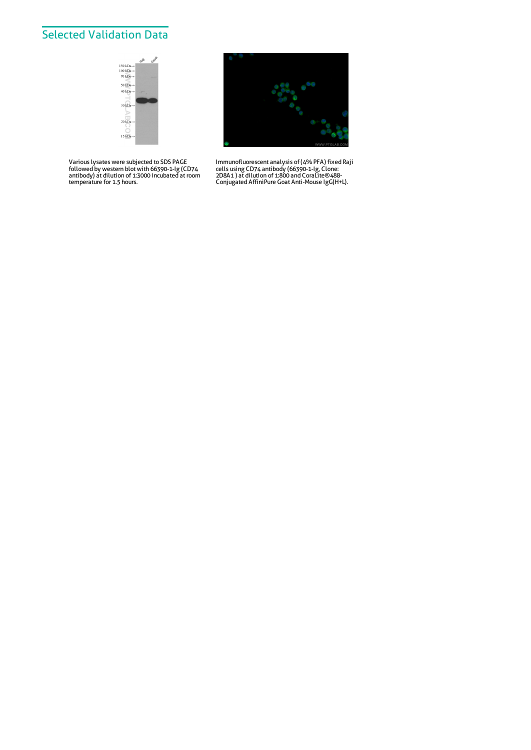## Selected Validation Data

150 kDa→
100 kDa→
70 kDa→
50 kDa→
40 kDa→
30 kDa→
20 kDa→
15 kDa→
Raji
Daudi

Various lysates were subjected to SDS PAGE followed by western blot with 66390-1-Ig (CD74 antibody) at dilution of 1:3000 incubated at room temperature for 1.5 hours.

WWW.PTGLAB.COM

Immunofluorescent analysis of (4% PFA) fixed Raji cells using CD74 antibody (66390-1-Ig, Clone: 2D8A1 ) at dilution of 1:800 and CoraLite®488-Conjugated AffiniPure Goat Anti-Mouse IgG(H+L).